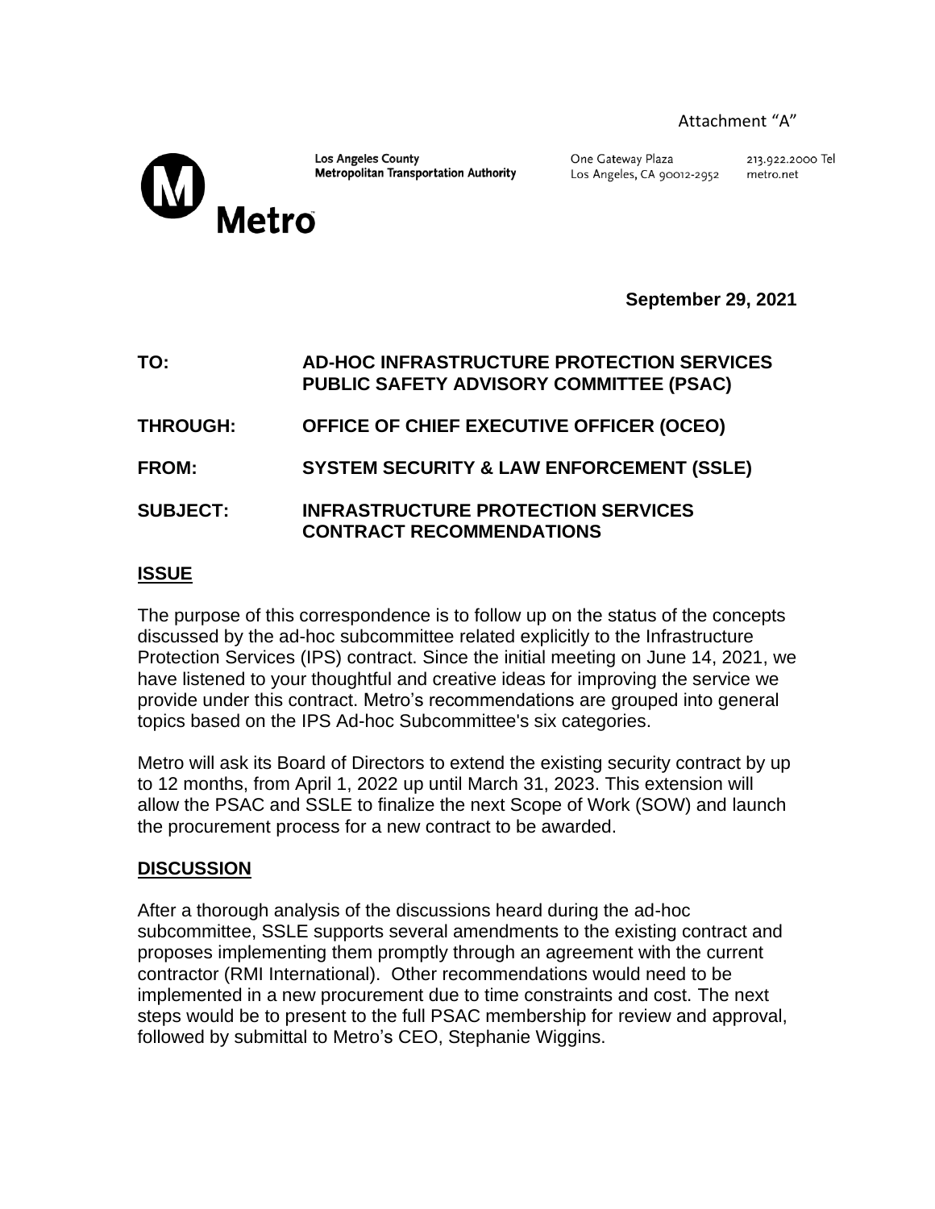Attachment "A"

**Los Angeles County**
**Metropolitan Transportation Authority**

One Gateway Plaza
Los Angeles, CA 90012-2952

213.922.2000 Tel
metro.net

**Metro**

**September 29, 2021**

**TO:** **AD-HOC INFRASTRUCTURE PROTECTION SERVICES PUBLIC SAFETY ADVISORY COMMITTEE (PSAC)**

**THROUGH:** **OFFICE OF CHIEF EXECUTIVE OFFICER (OCEO)**

**FROM:** **SYSTEM SECURITY & LAW ENFORCEMENT (SSLE)**

**SUBJECT:** **INFRASTRUCTURE PROTECTION SERVICES CONTRACT RECOMMENDATIONS**

## ISSUE

The purpose of this correspondence is to follow up on the status of the concepts discussed by the ad-hoc subcommittee related explicitly to the Infrastructure Protection Services (IPS) contract. Since the initial meeting on June 14, 2021, we have listened to your thoughtful and creative ideas for improving the service we provide under this contract. Metro's recommendations are grouped into general topics based on the IPS Ad-hoc Subcommittee's six categories.

Metro will ask its Board of Directors to extend the existing security contract by up to 12 months, from April 1, 2022 up until March 31, 2023. This extension will allow the PSAC and SSLE to finalize the next Scope of Work (SOW) and launch the procurement process for a new contract to be awarded.

## DISCUSSION

After a thorough analysis of the discussions heard during the ad-hoc subcommittee, SSLE supports several amendments to the existing contract and proposes implementing them promptly through an agreement with the current contractor (RMI International). Other recommendations would need to be implemented in a new procurement due to time constraints and cost. The next steps would be to present to the full PSAC membership for review and approval, followed by submittal to Metro's CEO, Stephanie Wiggins.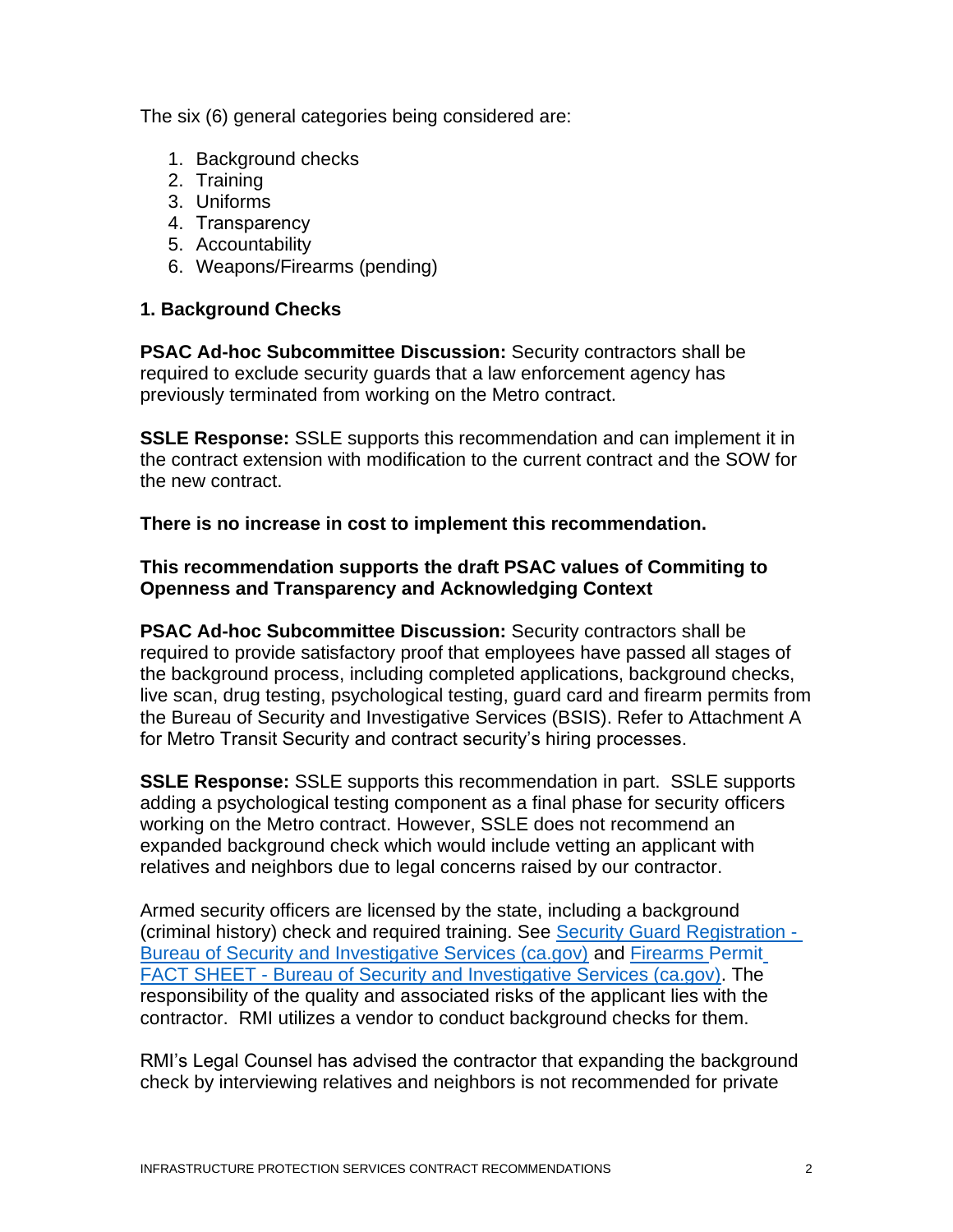The six (6) general categories being considered are:

1. Background checks
2. Training
3. Uniforms
4. Transparency
5. Accountability
6. Weapons/Firearms (pending)

**1. Background Checks**

**PSAC Ad-hoc Subcommittee Discussion:** Security contractors shall be required to exclude security guards that a law enforcement agency has previously terminated from working on the Metro contract.

**SSLE Response:** SSLE supports this recommendation and can implement it in the contract extension with modification to the current contract and the SOW for the new contract.

**There is no increase in cost to implement this recommendation.**

**This recommendation supports the draft PSAC values of Commiting to Openness and Transparency and Acknowledging Context**

**PSAC Ad-hoc Subcommittee Discussion:** Security contractors shall be required to provide satisfactory proof that employees have passed all stages of the background process, including completed applications, background checks, live scan, drug testing, psychological testing, guard card and firearm permits from the Bureau of Security and Investigative Services (BSIS). Refer to Attachment A for Metro Transit Security and contract security's hiring processes.

**SSLE Response:** SSLE supports this recommendation in part. SSLE supports adding a psychological testing component as a final phase for security officers working on the Metro contract. However, SSLE does not recommend an expanded background check which would include vetting an applicant with relatives and neighbors due to legal concerns raised by our contractor.

Armed security officers are licensed by the state, including a background (criminal history) check and required training. See Security Guard Registration - Bureau of Security and Investigative Services (ca.gov) and Firearms Permit FACT SHEET - Bureau of Security and Investigative Services (ca.gov). The responsibility of the quality and associated risks of the applicant lies with the contractor. RMI utilizes a vendor to conduct background checks for them.

RMI's Legal Counsel has advised the contractor that expanding the background check by interviewing relatives and neighbors is not recommended for private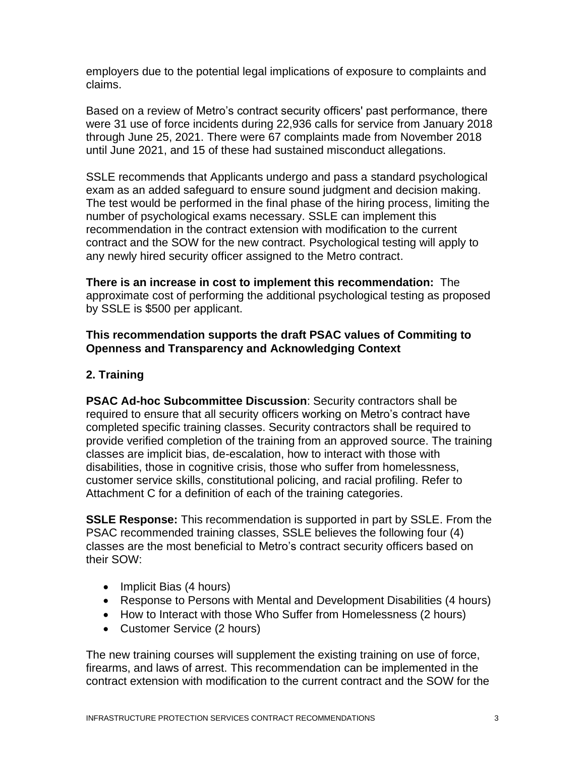employers due to the potential legal implications of exposure to complaints and claims.

Based on a review of Metro's contract security officers' past performance, there were 31 use of force incidents during 22,936 calls for service from January 2018 through June 25, 2021. There were 67 complaints made from November 2018 until June 2021, and 15 of these had sustained misconduct allegations.

SSLE recommends that Applicants undergo and pass a standard psychological exam as an added safeguard to ensure sound judgment and decision making. The test would be performed in the final phase of the hiring process, limiting the number of psychological exams necessary. SSLE can implement this recommendation in the contract extension with modification to the current contract and the SOW for the new contract. Psychological testing will apply to any newly hired security officer assigned to the Metro contract.

**There is an increase in cost to implement this recommendation:** The approximate cost of performing the additional psychological testing as proposed by SSLE is $500 per applicant.

**This recommendation supports the draft PSAC values of Commiting to Openness and Transparency and Acknowledging Context**

### 2. Training

**PSAC Ad-hoc Subcommittee Discussion**: Security contractors shall be required to ensure that all security officers working on Metro's contract have completed specific training classes. Security contractors shall be required to provide verified completion of the training from an approved source. The training classes are implicit bias, de-escalation, how to interact with those with disabilities, those in cognitive crisis, those who suffer from homelessness, customer service skills, constitutional policing, and racial profiling. Refer to Attachment C for a definition of each of the training categories.

**SSLE Response:** This recommendation is supported in part by SSLE. From the PSAC recommended training classes, SSLE believes the following four (4) classes are the most beneficial to Metro's contract security officers based on their SOW:

- Implicit Bias (4 hours)
- Response to Persons with Mental and Development Disabilities (4 hours)
- How to Interact with those Who Suffer from Homelessness (2 hours)
- Customer Service (2 hours)

The new training courses will supplement the existing training on use of force, firearms, and laws of arrest. This recommendation can be implemented in the contract extension with modification to the current contract and the SOW for the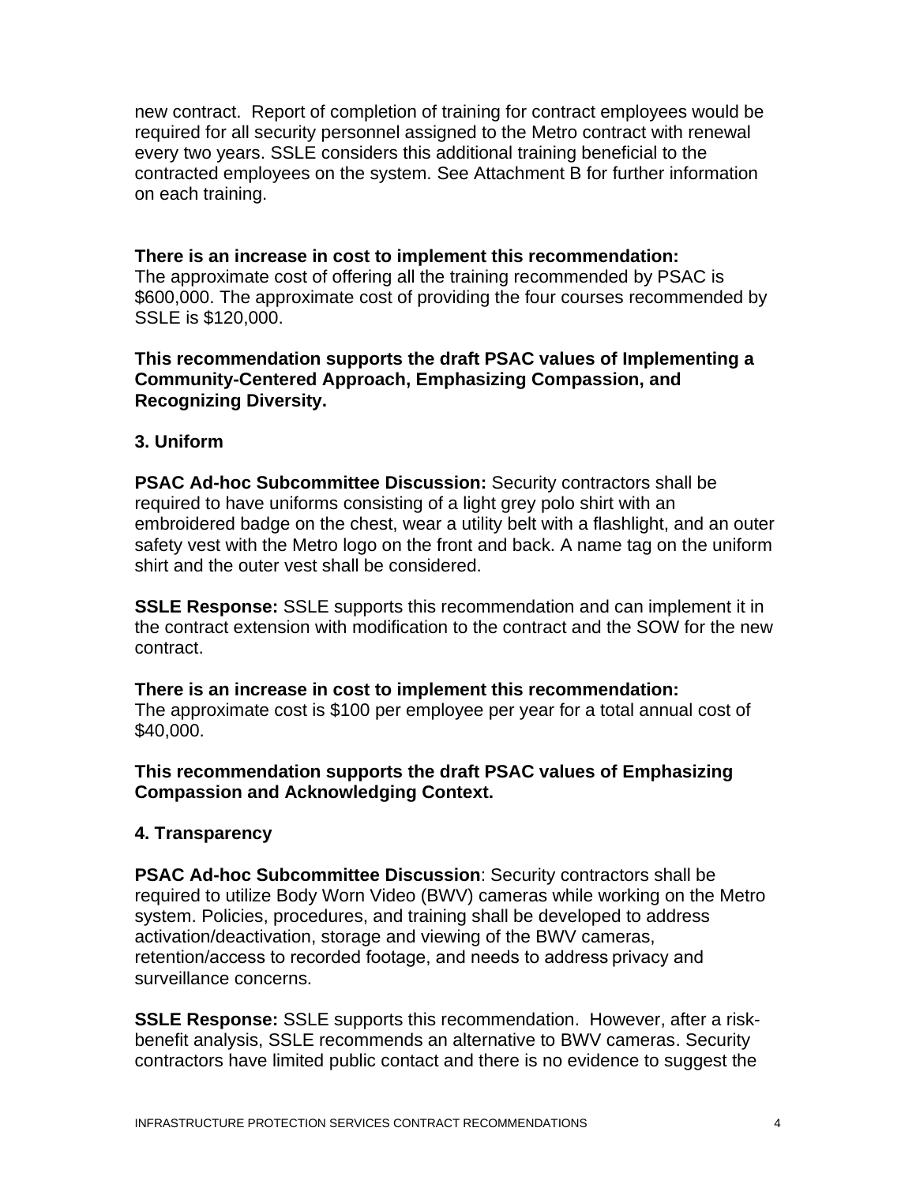new contract. Report of completion of training for contract employees would be required for all security personnel assigned to the Metro contract with renewal every two years. SSLE considers this additional training beneficial to the contracted employees on the system. See Attachment B for further information on each training.

**There is an increase in cost to implement this recommendation:**
The approximate cost of offering all the training recommended by PSAC is $600,000. The approximate cost of providing the four courses recommended by SSLE is $120,000.

**This recommendation supports the draft PSAC values of Implementing a Community-Centered Approach, Emphasizing Compassion, and Recognizing Diversity.**

### 3. Uniform

**PSAC Ad-hoc Subcommittee Discussion:** Security contractors shall be required to have uniforms consisting of a light grey polo shirt with an embroidered badge on the chest, wear a utility belt with a flashlight, and an outer safety vest with the Metro logo on the front and back. A name tag on the uniform shirt and the outer vest shall be considered.

**SSLE Response:** SSLE supports this recommendation and can implement it in the contract extension with modification to the contract and the SOW for the new contract.

**There is an increase in cost to implement this recommendation:**
The approximate cost is $100 per employee per year for a total annual cost of $40,000.

**This recommendation supports the draft PSAC values of Emphasizing Compassion and Acknowledging Context.**

### 4. Transparency

**PSAC Ad-hoc Subcommittee Discussion**: Security contractors shall be required to utilize Body Worn Video (BWV) cameras while working on the Metro system. Policies, procedures, and training shall be developed to address activation/deactivation, storage and viewing of the BWV cameras, retention/access to recorded footage, and needs to address privacy and surveillance concerns.

**SSLE Response:** SSLE supports this recommendation. However, after a risk-benefit analysis, SSLE recommends an alternative to BWV cameras. Security contractors have limited public contact and there is no evidence to suggest the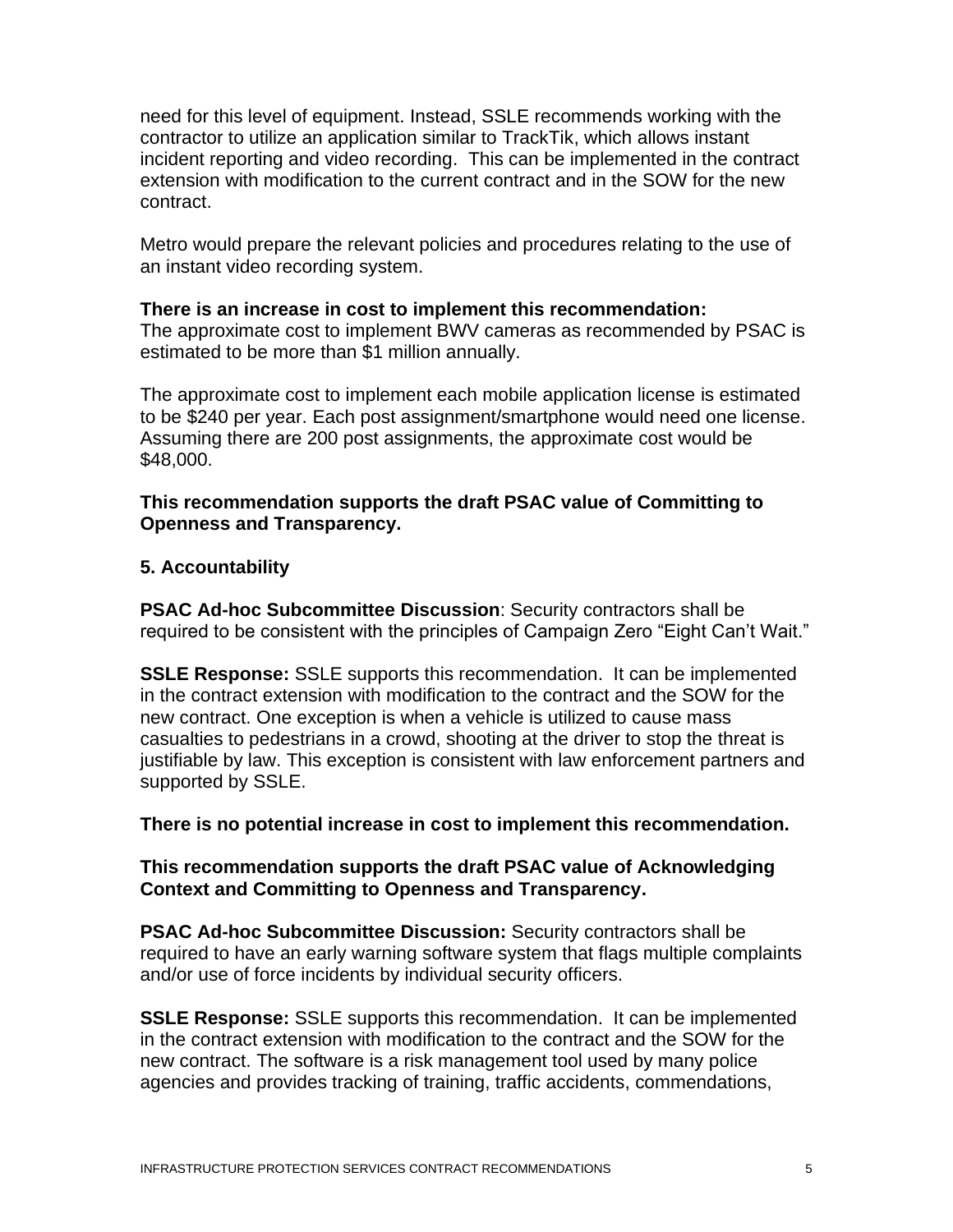need for this level of equipment. Instead, SSLE recommends working with the contractor to utilize an application similar to TrackTik, which allows instant incident reporting and video recording. This can be implemented in the contract extension with modification to the current contract and in the SOW for the new contract.

Metro would prepare the relevant policies and procedures relating to the use of an instant video recording system.

**There is an increase in cost to implement this recommendation:**
The approximate cost to implement BWV cameras as recommended by PSAC is estimated to be more than $1 million annually.

The approximate cost to implement each mobile application license is estimated to be $240 per year. Each post assignment/smartphone would need one license. Assuming there are 200 post assignments, the approximate cost would be $48,000.

**This recommendation supports the draft PSAC value of Committing to Openness and Transparency.**

### 5. Accountability

**PSAC Ad-hoc Subcommittee Discussion**: Security contractors shall be required to be consistent with the principles of Campaign Zero "Eight Can't Wait."

**SSLE Response:** SSLE supports this recommendation. It can be implemented in the contract extension with modification to the contract and the SOW for the new contract. One exception is when a vehicle is utilized to cause mass casualties to pedestrians in a crowd, shooting at the driver to stop the threat is justifiable by law. This exception is consistent with law enforcement partners and supported by SSLE.

**There is no potential increase in cost to implement this recommendation.**

**This recommendation supports the draft PSAC value of Acknowledging Context and Committing to Openness and Transparency.**

**PSAC Ad-hoc Subcommittee Discussion:** Security contractors shall be required to have an early warning software system that flags multiple complaints and/or use of force incidents by individual security officers.

**SSLE Response:** SSLE supports this recommendation. It can be implemented in the contract extension with modification to the contract and the SOW for the new contract. The software is a risk management tool used by many police agencies and provides tracking of training, traffic accidents, commendations,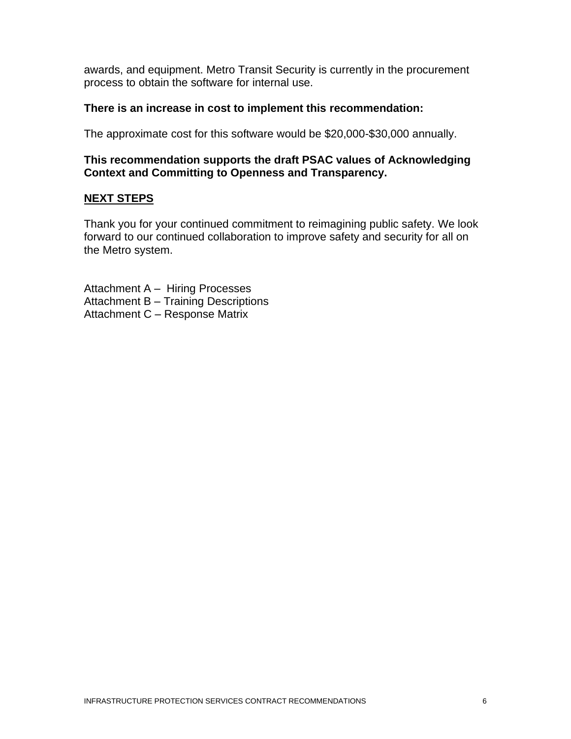awards, and equipment. Metro Transit Security is currently in the procurement process to obtain the software for internal use.

**There is an increase in cost to implement this recommendation:**

The approximate cost for this software would be $20,000-$30,000 annually.

**This recommendation supports the draft PSAC values of Acknowledging Context and Committing to Openness and Transparency.**

## NEXT STEPS

Thank you for your continued commitment to reimagining public safety. We look forward to our continued collaboration to improve safety and security for all on the Metro system.

Attachment A – Hiring Processes
Attachment B – Training Descriptions
Attachment C – Response Matrix